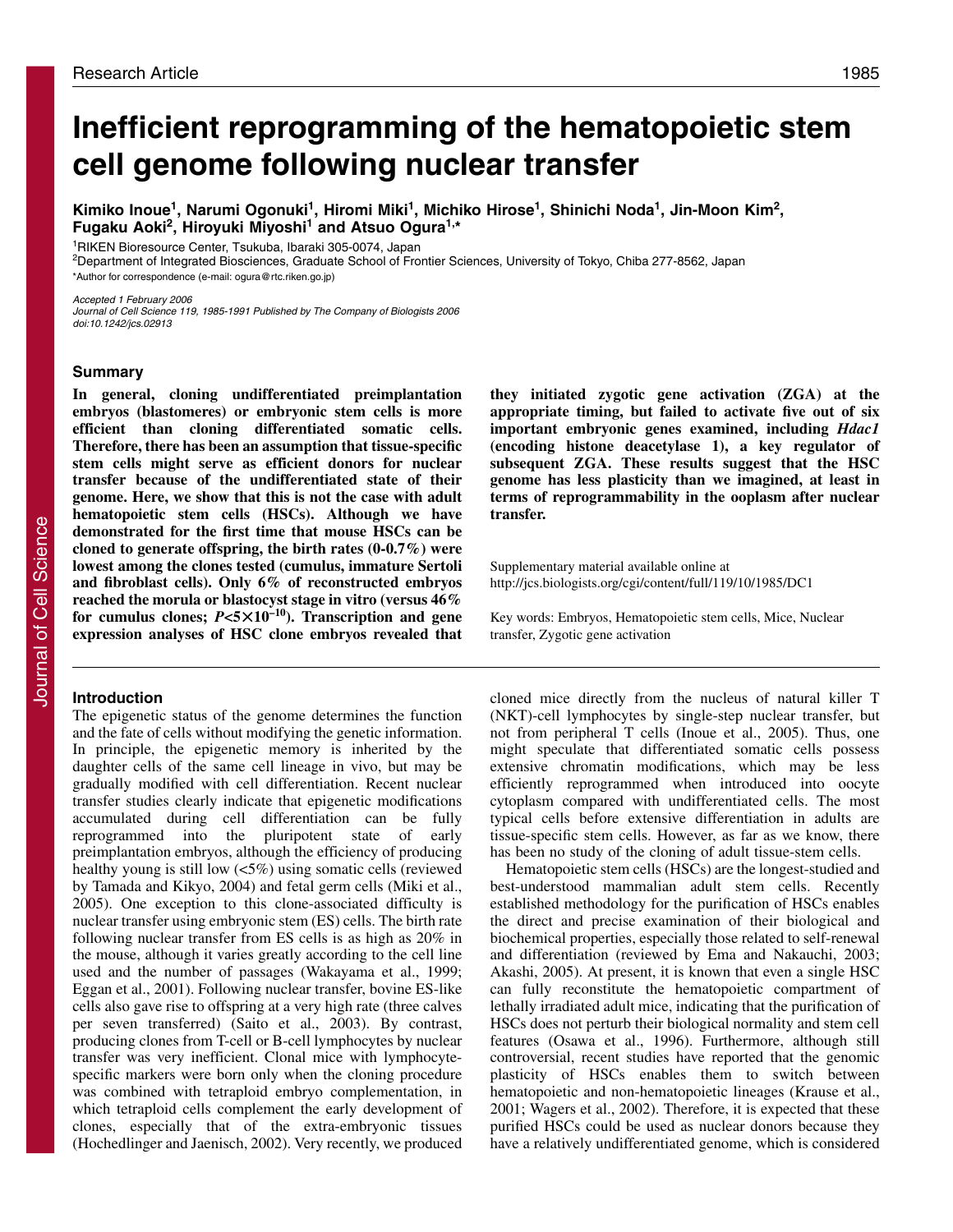Research Article

# Inefficient reprogramming of the hematopoietic stem cell genome following nuclear transfer

**Kimiko Inoue[1], Narumi Ogonuki[1], Hiromi Miki[1], Michiko Hirose[1], Shinichi Noda[1], Jin-Moon Kim[2], Fugaku Aoki[2], Hiroyuki Miyoshi[1] and Atsuo Ogura[1,*]**

[1]RIKEN Bioresource Center, Tsukuba, Ibaraki 305-0074, Japan
[2]Department of Integrated Biosciences, Graduate School of Frontier Sciences, University of Tokyo, Chiba 277-8562, Japan
*Author for correspondence (e-mail: ogura@rtc.riken.go.jp)

*Accepted 1 February 2006*
*Journal of Cell Science 119, 1985-1991 Published by The Company of Biologists 2006*
*doi:10.1242/jcs.02913*

## Summary

**In general, cloning undifferentiated preimplantation embryos (blastomeres) or embryonic stem cells is more efficient than cloning differentiated somatic cells. Therefore, there has been an assumption that tissue-specific stem cells might serve as efficient donors for nuclear transfer because of the undifferentiated state of their genome. Here, we show that this is not the case with adult hematopoietic stem cells (HSCs). Although we have demonstrated for the first time that mouse HSCs can be cloned to generate offspring, the birth rates (0-0.7%) were lowest among the clones tested (cumulus, immature Sertoli and fibroblast cells). Only 6% of reconstructed embryos reached the morula or blastocyst stage in vitro (versus 46% for cumulus clones; $P<5\times10^{-10}$). Transcription and gene expression analyses of HSC clone embryos revealed that they initiated zygotic gene activation (ZGA) at the appropriate timing, but failed to activate five out of six important embryonic genes examined, including *Hdac1* (encoding histone deacetylase 1), a key regulator of subsequent ZGA. These results suggest that the HSC genome has less plasticity than we imagined, at least in terms of reprogrammability in the ooplasm after nuclear transfer.**

Supplementary material available online at http://jcs.biologists.org/cgi/content/full/119/10/1985/DC1

Key words: Embryos, Hematopoietic stem cells, Mice, Nuclear transfer, Zygotic gene activation

## Introduction

The epigenetic status of the genome determines the function and the fate of cells without modifying the genetic information. In principle, the epigenetic memory is inherited by the daughter cells of the same cell lineage in vivo, but may be gradually modified with cell differentiation. Recent nuclear transfer studies clearly indicate that epigenetic modifications accumulated during cell differentiation can be fully reprogrammed into the pluripotent state of early preimplantation embryos, although the efficiency of producing healthy young is still low (<5%) using somatic cells (reviewed by Tamada and Kikyo, 2004) and fetal germ cells (Miki et al., 2005). One exception to this clone-associated difficulty is nuclear transfer using embryonic stem (ES) cells. The birth rate following nuclear transfer from ES cells is as high as 20% in the mouse, although it varies greatly according to the cell line used and the number of passages (Wakayama et al., 1999; Eggan et al., 2001). Following nuclear transfer, bovine ES-like cells also gave rise to offspring at a very high rate (three calves per seven transferred) (Saito et al., 2003). By contrast, producing clones from T-cell or B-cell lymphocytes by nuclear transfer was very inefficient. Clonal mice with lymphocyte-specific markers were born only when the cloning procedure was combined with tetraploid embryo complementation, in which tetraploid cells complement the early development of clones, especially that of the extra-embryonic tissues (Hochedlinger and Jaenisch, 2002). Very recently, we produced cloned mice directly from the nucleus of natural killer T (NKT)-cell lymphocytes by single-step nuclear transfer, but not from peripheral T cells (Inoue et al., 2005). Thus, one might speculate that differentiated somatic cells possess extensive chromatin modifications, which may be less efficiently reprogrammed when introduced into oocyte cytoplasm compared with undifferentiated cells. The most typical cells before extensive differentiation in adults are tissue-specific stem cells. However, as far as we know, there has been no study of the cloning of adult tissue-stem cells.

Hematopoietic stem cells (HSCs) are the longest-studied and best-understood mammalian adult stem cells. Recently established methodology for the purification of HSCs enables the direct and precise examination of their biological and biochemical properties, especially those related to self-renewal and differentiation (reviewed by Ema and Nakauchi, 2003; Akashi, 2005). At present, it is known that even a single HSC can fully reconstitute the hematopoietic compartment of lethally irradiated adult mice, indicating that the purification of HSCs does not perturb their biological normality and stem cell features (Osawa et al., 1996). Furthermore, although still controversial, recent studies have reported that the genomic plasticity of HSCs enables them to switch between hematopoietic and non-hematopoietic lineages (Krause et al., 2001; Wagers et al., 2002). Therefore, it is expected that these purified HSCs could be used as nuclear donors because they have a relatively undifferentiated genome, which is considered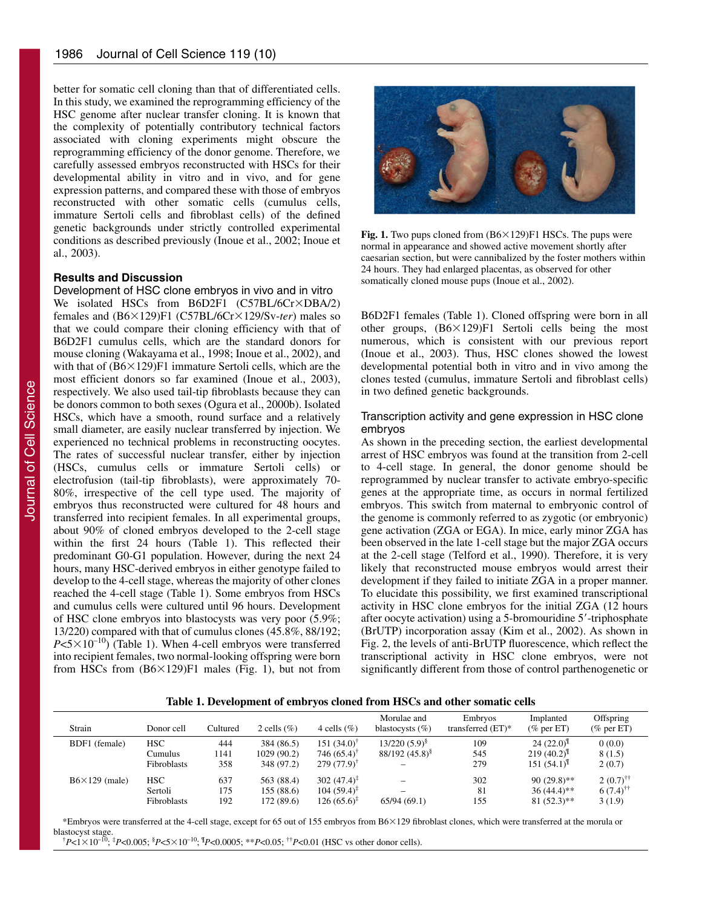better for somatic cell cloning than that of differentiated cells. In this study, we examined the reprogramming efficiency of the HSC genome after nuclear transfer cloning. It is known that the complexity of potentially contributory technical factors associated with cloning experiments might obscure the reprogramming efficiency of the donor genome. Therefore, we carefully assessed embryos reconstructed with HSCs for their developmental ability in vitro and in vivo, and for gene expression patterns, and compared these with those of embryos reconstructed with other somatic cells (cumulus cells, immature Sertoli cells and fibroblast cells) of the defined genetic backgrounds under strictly controlled experimental conditions as described previously (Inoue et al., 2002; Inoue et al., 2003).

## Results and Discussion

### Development of HSC clone embryos in vivo and in vitro

We isolated HSCs from B6D2F1 (C57BL/6Cr×DBA/2) females and (B6×129)F1 (C57BL/6Cr×129/Sv-*ter*) males so that we could compare their cloning efficiency with that of B6D2F1 cumulus cells, which are the standard donors for mouse cloning (Wakayama et al., 1998; Inoue et al., 2002), and with that of (B6×129)F1 immature Sertoli cells, which are the most efficient donors so far examined (Inoue et al., 2003), respectively. We also used tail-tip fibroblasts because they can be donors common to both sexes (Ogura et al., 2000b). Isolated HSCs, which have a smooth, round surface and a relatively small diameter, are easily nuclear transferred by injection. We experienced no technical problems in reconstructing oocytes. The rates of successful nuclear transfer, either by injection (HSCs, cumulus cells or immature Sertoli cells) or electrofusion (tail-tip fibroblasts), were approximately 70-80%, irrespective of the cell type used. The majority of embryos thus reconstructed were cultured for 48 hours and transferred into recipient females. In all experimental groups, about 90% of cloned embryos developed to the 2-cell stage within the first 24 hours (Table 1). This reflected their predominant G0-G1 population. However, during the next 24 hours, many HSC-derived embryos in either genotype failed to develop to the 4-cell stage, whereas the majority of other clones reached the 4-cell stage (Table 1). Some embryos from HSCs and cumulus cells were cultured until 96 hours. Development of HSC clone embryos into blastocysts was very poor (5.9%; 13/220) compared with that of cumulus clones (45.8%, 88/192; $P<5\times10^{-10}$) (Table 1). When 4-cell embryos were transferred into recipient females, two normal-looking offspring were born from HSCs from (B6×129)F1 males (Fig. 1), but not from B6D2F1 females (Table 1). Cloned offspring were born in all other groups, (B6×129)F1 Sertoli cells being the most numerous, which is consistent with our previous report (Inoue et al., 2003). Thus, HSC clones showed the lowest developmental potential both in vitro and in vivo among the clones tested (cumulus, immature Sertoli and fibroblast cells) in two defined genetic backgrounds.

**Fig. 1.** Two pups cloned from (B6×129)F1 HSCs. The pups were normal in appearance and showed active movement shortly after caesarian section, but were cannibalized by the foster mothers within 24 hours. They had enlarged placentas, as observed for other somatically cloned mouse pups (Inoue et al., 2002).

### Transcription activity and gene expression in HSC clone embryos

As shown in the preceding section, the earliest developmental arrest of HSC embryos was found at the transition from 2-cell to 4-cell stage. In general, the donor genome should be reprogrammed by nuclear transfer to activate embryo-specific genes at the appropriate time, as occurs in normal fertilized embryos. This switch from maternal to embryonic control of the genome is commonly referred to as zygotic (or embryonic) gene activation (ZGA or EGA). In mice, early minor ZGA has been observed in the late 1-cell stage but the major ZGA occurs at the 2-cell stage (Telford et al., 1990). Therefore, it is very likely that reconstructed mouse embryos would arrest their development if they failed to initiate ZGA in a proper manner. To elucidate this possibility, we first examined transcriptional activity in HSC clone embryos for the initial ZGA (12 hours after oocyte activation) using a 5-bromouridine 5′-triphosphate (BrUTP) incorporation assay (Kim et al., 2002). As shown in Fig. 2, the levels of anti-BrUTP fluorescence, which reflect the transcriptional activity in HSC clone embryos, were not significantly different from those of control parthenogenetic or

**Table 1. Development of embryos cloned from HSCs and other somatic cells**

| Strain | Donor cell | Cultured | 2 cells (%) | 4 cells (%) | Morulae and blastocysts (%) | Embryos transferred (ET)* | Implanted (% per ET) | Offspring (% per ET) |
|---|---|---|---|---|---|---|---|---|
| BDF1 (female) | HSC | 444 | 384 (86.5) | 151 (34.0)[†] | 13/220 (5.9)[§] | 109 | 24 (22.0)[¶] | 0 (0.0) |
| | Cumulus | 1141 | 1029 (90.2) | 746 (65.4)[†] | 88/192 (45.8)[§] | 545 | 219 (40.2)[¶] | 8 (1.5) |
| | Fibroblasts | 358 | 348 (97.2) | 279 (77.9)[†] | – | 279 | 151 (54.1)[¶] | 2 (0.7) |
| B6×129 (male) | HSC | 637 | 563 (88.4) | 302 (47.4)[‡] | – | 302 | 90 (29.8)** | 2 (0.7)[††] |
| | Sertoli | 175 | 155 (88.6) | 104 (59.4)[‡] | – | 81 | 36 (44.4)** | 6 (7.4)[††] |
| | Fibroblasts | 192 | 172 (89.6) | 126 (65.6)[‡] | 65/94 (69.1) | 155 | 81 (52.3)** | 3 (1.9) |

*Embryos were transferred at the 4-cell stage, except for 65 out of 155 embryos from B6×129 fibroblast clones, which were transferred at the morula or blastocyst stage.
[†]$P<1\times10^{-10}$; [‡]$P<0.005$; [§]$P<5\times10^{-10}$; [¶]$P<0.0005$; **$P<0.05$; [††]$P<0.01$ (HSC vs other donor cells).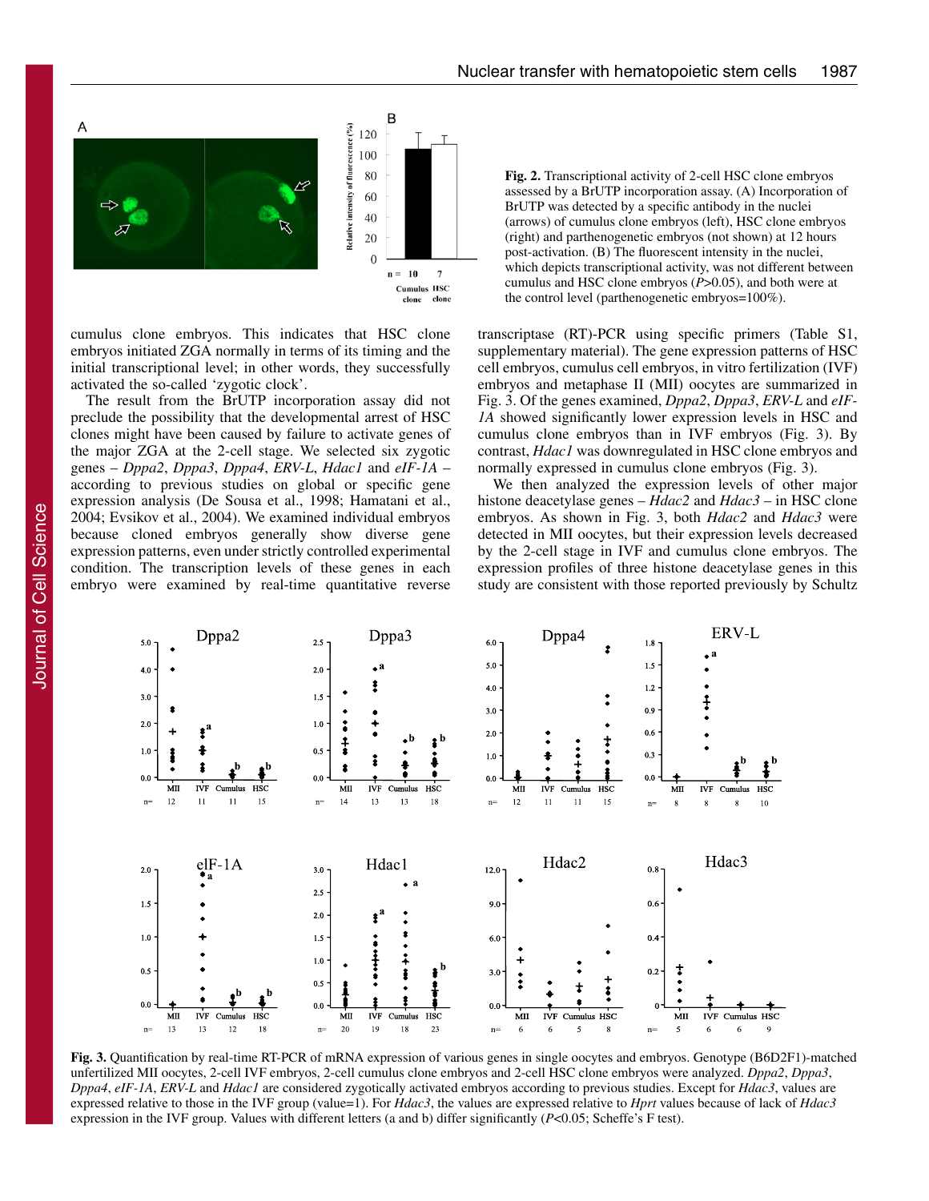**Fig. 2.** Transcriptional activity of 2-cell HSC clone embryos assessed by a BrUTP incorporation assay. (A) Incorporation of BrUTP was detected by a specific antibody in the nuclei (arrows) of cumulus clone embryos (left), HSC clone embryos (right) and parthenogenetic embryos (not shown) at 12 hours post-activation. (B) The fluorescent intensity in the nuclei, which depicts transcriptional activity, was not different between cumulus and HSC clone embryos ($P$>0.05), and both were at the control level (parthenogenetic embryos=100%).

cumulus clone embryos. This indicates that HSC clone embryos initiated ZGA normally in terms of its timing and the initial transcriptional level; in other words, they successfully activated the so-called 'zygotic clock'.

The result from the BrUTP incorporation assay did not preclude the possibility that the developmental arrest of HSC clones might have been caused by failure to activate genes of the major ZGA at the 2-cell stage. We selected six zygotic genes – *Dppa2*, *Dppa3*, *Dppa4*, *ERV-L*, *Hdac1* and *eIF-1A* – according to previous studies on global or specific gene expression analysis (De Sousa et al., 1998; Hamatani et al., 2004; Evsikov et al., 2004). We examined individual embryos because cloned embryos generally show diverse gene expression patterns, even under strictly controlled experimental condition. The transcription levels of these genes in each embryo were examined by real-time quantitative reverse transcriptase (RT)-PCR using specific primers (Table S1, supplementary material). The gene expression patterns of HSC cell embryos, cumulus cell embryos, in vitro fertilization (IVF) embryos and metaphase II (MII) oocytes are summarized in Fig. 3. Of the genes examined, *Dppa2*, *Dppa3*, *ERV-L* and *eIF-1A* showed significantly lower expression levels in HSC and cumulus clone embryos than in IVF embryos (Fig. 3). By contrast, *Hdac1* was downregulated in HSC clone embryos and normally expressed in cumulus clone embryos (Fig. 3).

We then analyzed the expression levels of other major histone deacetylase genes – *Hdac2* and *Hdac3* – in HSC clone embryos. As shown in Fig. 3, both *Hdac2* and *Hdac3* were detected in MII oocytes, but their expression levels decreased by the 2-cell stage in IVF and cumulus clone embryos. The expression profiles of three histone deacetylase genes in this study are consistent with those reported previously by Schultz

**Fig. 3.** Quantification by real-time RT-PCR of mRNA expression of various genes in single oocytes and embryos. Genotype (B6D2F1)-matched unfertilized MII oocytes, 2-cell IVF embryos, 2-cell cumulus clone embryos and 2-cell HSC clone embryos were analyzed. *Dppa2*, *Dppa3*, *Dppa4*, *eIF-1A*, *ERV-L* and *Hdac1* are considered zygotically activated embryos according to previous studies. Except for *Hdac3*, values are expressed relative to those in the IVF group (value=1). For *Hdac3*, the values are expressed relative to *Hprt* values because of lack of *Hdac3* expression in the IVF group. Values with different letters (a and b) differ significantly ($P$<0.05; Scheffe's F test).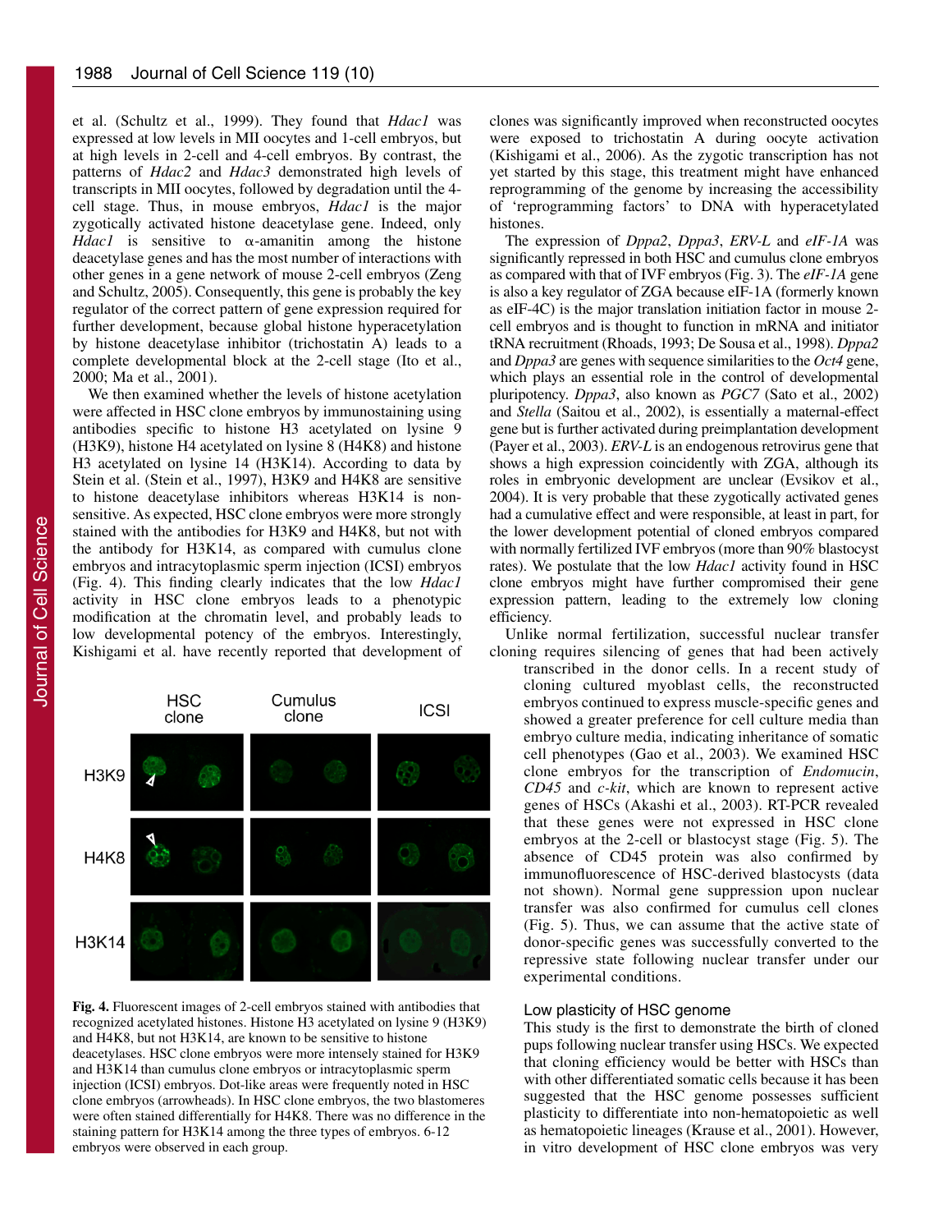et al. (Schultz et al., 1999). They found that *Hdac1* was expressed at low levels in MII oocytes and 1-cell embryos, but at high levels in 2-cell and 4-cell embryos. By contrast, the patterns of *Hdac2* and *Hdac3* demonstrated high levels of transcripts in MII oocytes, followed by degradation until the 4-cell stage. Thus, in mouse embryos, *Hdac1* is the major zygotically activated histone deacetylase gene. Indeed, only *Hdac1* is sensitive to α-amanitin among the histone deacetylase genes and has the most number of interactions with other genes in a gene network of mouse 2-cell embryos (Zeng and Schultz, 2005). Consequently, this gene is probably the key regulator of the correct pattern of gene expression required for further development, because global histone hyperacetylation by histone deacetylase inhibitor (trichostatin A) leads to a complete developmental block at the 2-cell stage (Ito et al., 2000; Ma et al., 2001).

We then examined whether the levels of histone acetylation were affected in HSC clone embryos by immunostaining using antibodies specific to histone H3 acetylated on lysine 9 (H3K9), histone H4 acetylated on lysine 8 (H4K8) and histone H3 acetylated on lysine 14 (H3K14). According to data by Stein et al. (Stein et al., 1997), H3K9 and H4K8 are sensitive to histone deacetylase inhibitors whereas H3K14 is non-sensitive. As expected, HSC clone embryos were more strongly stained with the antibodies for H3K9 and H4K8, but not with the antibody for H3K14, as compared with cumulus clone embryos and intracytoplasmic sperm injection (ICSI) embryos (Fig. 4). This finding clearly indicates that the low *Hdac1* activity in HSC clone embryos leads to a phenotypic modification at the chromatin level, and probably leads to low developmental potency of the embryos. Interestingly, Kishigami et al. have recently reported that development of clones was significantly improved when reconstructed oocytes were exposed to trichostatin A during oocyte activation (Kishigami et al., 2006). As the zygotic transcription has not yet started by this stage, this treatment might have enhanced reprogramming of the genome by increasing the accessibility of 'reprogramming factors' to DNA with hyperacetylated histones.

**Fig. 4.** Fluorescent images of 2-cell embryos stained with antibodies that recognized acetylated histones. Histone H3 acetylated on lysine 9 (H3K9) and H4K8, but not H3K14, are known to be sensitive to histone deacetylases. HSC clone embryos were more intensely stained for H3K9 and H3K14 than cumulus clone embryos or intracytoplasmic sperm injection (ICSI) embryos. Dot-like areas were frequently noted in HSC clone embryos (arrowheads). In HSC clone embryos, the two blastomeres were often stained differentially for H4K8. There was no difference in the staining pattern for H3K14 among the three types of embryos. 6-12 embryos were observed in each group.

The expression of *Dppa2*, *Dppa3*, *ERV-L* and *eIF-1A* was significantly repressed in both HSC and cumulus clone embryos as compared with that of IVF embryos (Fig. 3). The *eIF-1A* gene is also a key regulator of ZGA because eIF-1A (formerly known as eIF-4C) is the major translation initiation factor in mouse 2-cell embryos and is thought to function in mRNA and initiator tRNA recruitment (Rhoads, 1993; De Sousa et al., 1998). *Dppa2* and *Dppa3* are genes with sequence similarities to the *Oct4* gene, which plays an essential role in the control of developmental pluripotency. *Dppa3*, also known as *PGC7* (Sato et al., 2002) and *Stella* (Saitou et al., 2002), is essentially a maternal-effect gene but is further activated during preimplantation development (Payer et al., 2003). *ERV-L* is an endogenous retrovirus gene that shows a high expression coincidently with ZGA, although its roles in embryonic development are unclear (Evsikov et al., 2004). It is very probable that these zygotically activated genes had a cumulative effect and were responsible, at least in part, for the lower development potential of cloned embryos compared with normally fertilized IVF embryos (more than 90% blastocyst rates). We postulate that the low *Hdac1* activity found in HSC clone embryos might have further compromised their gene expression pattern, leading to the extremely low cloning efficiency.

Unlike normal fertilization, successful nuclear transfer cloning requires silencing of genes that had been actively transcribed in the donor cells. In a recent study of cloning cultured myoblast cells, the reconstructed embryos continued to express muscle-specific genes and showed a greater preference for cell culture media than embryo culture media, indicating inheritance of somatic cell phenotypes (Gao et al., 2003). We examined HSC clone embryos for the transcription of *Endomucin*, *CD45* and *c-kit*, which are known to represent active genes of HSCs (Akashi et al., 2003). RT-PCR revealed that these genes were not expressed in HSC clone embryos at the 2-cell or blastocyst stage (Fig. 5). The absence of CD45 protein was also confirmed by immunofluorescence of HSC-derived blastocysts (data not shown). Normal gene suppression upon nuclear transfer was also confirmed for cumulus cell clones (Fig. 5). Thus, we can assume that the active state of donor-specific genes was successfully converted to the repressive state following nuclear transfer under our experimental conditions.

### Low plasticity of HSC genome

This study is the first to demonstrate the birth of cloned pups following nuclear transfer using HSCs. We expected that cloning efficiency would be better with HSCs than with other differentiated somatic cells because it has been suggested that the HSC genome possesses sufficient plasticity to differentiate into non-hematopoietic as well as hematopoietic lineages (Krause et al., 2001). However, in vitro development of HSC clone embryos was very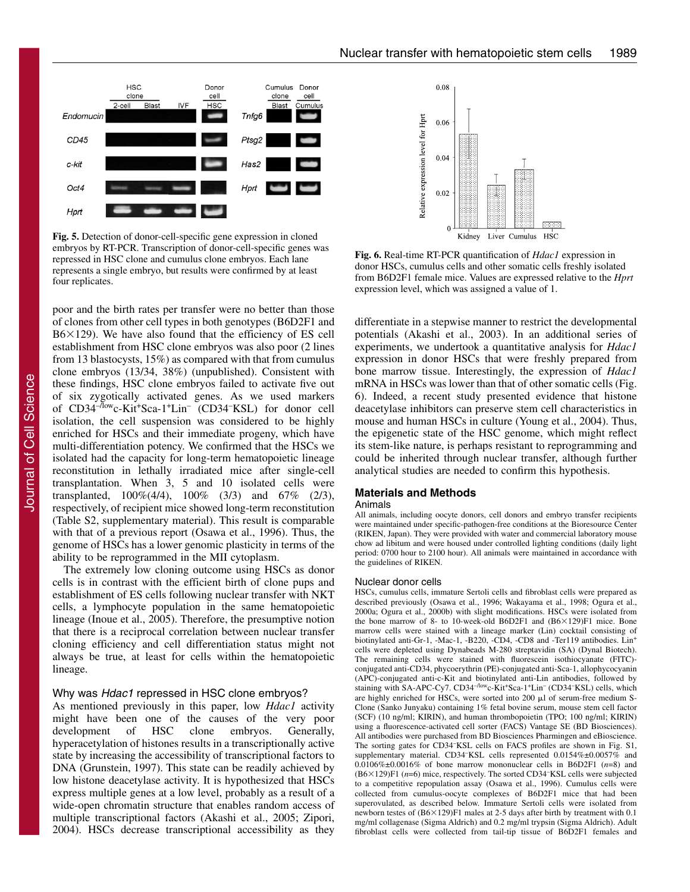Fig. 5. Detection of donor-cell-specific gene expression in cloned embryos by RT-PCR. Transcription of donor-cell-specific genes was repressed in HSC clone and cumulus clone embryos. Each lane represents a single embryo, but results were confirmed by at least four replicates.

Fig. 6. Real-time RT-PCR quantification of *Hdac1* expression in donor HSCs, cumulus cells and other somatic cells freshly isolated from B6D2F1 female mice. Values are expressed relative to the *Hprt* expression level, which was assigned a value of 1.

poor and the birth rates per transfer were no better than those of clones from other cell types in both genotypes (B6D2F1 and B6×129). We have also found that the efficiency of ES cell establishment from HSC clone embryos was also poor (2 lines from 13 blastocysts, 15%) as compared with that from cumulus clone embryos (13/34, 38%) (unpublished). Consistent with these findings, HSC clone embryos failed to activate five out of six zygotically activated genes. As we used markers of CD34$^{-/low}$c-Kit$^{+}$Sca-1$^{+}$Lin$^{-}$ (CD34$^{-}$KSL) for donor cell isolation, the cell suspension was considered to be highly enriched for HSCs and their immediate progeny, which have multi-differentiation potency. We confirmed that the HSCs we isolated had the capacity for long-term hematopoietic lineage reconstitution in lethally irradiated mice after single-cell transplantation. When 3, 5 and 10 isolated cells were transplanted, 100%(4/4), 100% (3/3) and 67% (2/3), respectively, of recipient mice showed long-term reconstitution (Table S2, supplementary material). This result is comparable with that of a previous report (Osawa et al., 1996). Thus, the genome of HSCs has a lower genomic plasticity in terms of the ability to be reprogrammed in the MII cytoplasm.

The extremely low cloning outcome using HSCs as donor cells is in contrast with the efficient birth of clone pups and establishment of ES cells following nuclear transfer with NKT cells, a lymphocyte population in the same hematopoietic lineage (Inoue et al., 2005). Therefore, the presumptive notion that there is a reciprocal correlation between nuclear transfer cloning efficiency and cell differentiation status might not always be true, at least for cells within the hematopoietic lineage.

### Why was *Hdac1* repressed in HSC clone embryos?

As mentioned previously in this paper, low *Hdac1* activity might have been one of the causes of the very poor development of HSC clone embryos. Generally, hyperacetylation of histones results in a transcriptionally active state by increasing the accessibility of transcriptional factors to DNA (Grunstein, 1997). This state can be readily achieved by low histone deacetylase activity. It is hypothesized that HSCs express multiple genes at a low level, probably as a result of a wide-open chromatin structure that enables random access of multiple transcriptional factors (Akashi et al., 2005; Zipori, 2004). HSCs decrease transcriptional accessibility as they differentiate in a stepwise manner to restrict the developmental potentials (Akashi et al., 2003). In an additional series of experiments, we undertook a quantitative analysis for *Hdac1* expression in donor HSCs that were freshly prepared from bone marrow tissue. Interestingly, the expression of *Hdac1* mRNA in HSCs was lower than that of other somatic cells (Fig. 6). Indeed, a recent study presented evidence that histone deacetylase inhibitors can preserve stem cell characteristics in mouse and human HSCs in culture (Young et al., 2004). Thus, the epigenetic state of the HSC genome, which might reflect its stem-like nature, is perhaps resistant to reprogramming and could be inherited through nuclear transfer, although further analytical studies are needed to confirm this hypothesis.

## Materials and Methods

### Animals

All animals, including oocyte donors, cell donors and embryo transfer recipients were maintained under specific-pathogen-free conditions at the Bioresource Center (RIKEN, Japan). They were provided with water and commercial laboratory mouse chow ad libitum and were housed under controlled lighting conditions (daily light period: 0700 hour to 2100 hour). All animals were maintained in accordance with the guidelines of RIKEN.

### Nuclear donor cells

HSCs, cumulus cells, immature Sertoli cells and fibroblast cells were prepared as described previously (Osawa et al., 1996; Wakayama et al., 1998; Ogura et al., 2000a; Ogura et al., 2000b) with slight modifications. HSCs were isolated from the bone marrow of 8- to 10-week-old B6D2F1 and (B6×129)F1 mice. Bone marrow cells were stained with a lineage marker (Lin) cocktail consisting of biotinylated anti-Gr-1, -Mac-1, -B220, -CD4, -CD8 and -Ter119 antibodies. Lin$^{+}$ cells were depleted using Dynabeads M-280 streptavidin (SA) (Dynal Biotech). The remaining cells were stained with fluorescein isothiocyanate (FITC)-conjugated anti-CD34, phycoerythrin (PE)-conjugated anti-Sca-1, allophycocyanin (APC)-conjugated anti-c-Kit and biotinylated anti-Lin antibodies, followed by staining with SA-APC-Cy7. CD34$^{-/low}$c-Kit$^{+}$Sca-1$^{+}$Lin$^{-}$ (CD34$^{-}$KSL) cells, which are highly enriched for HSCs, were sorted into 200 μl of serum-free medium S-Clone (Sanko Junyaku) containing 1% fetal bovine serum, mouse stem cell factor (SCF) (10 ng/ml; KIRIN), and human thrombopoietin (TPO; 100 ng/ml; KIRIN) using a fluorescence-activated cell sorter (FACS) Vantage SE (BD Biosciences). All antibodies were purchased from BD Biosciences Pharmingen and eBioscience. The sorting gates for CD34$^{-}$KSL cells on FACS profiles are shown in Fig. S1, supplementary material. CD34$^{-}$KSL cells represented 0.0154%±0.0057% and 0.0106%±0.0016% of bone marrow mononuclear cells in B6D2F1 ($n$=8) and (B6×129)F1 ($n$=6) mice, respectively. The sorted CD34$^{-}$KSL cells were subjected to a competitive repopulation assay (Osawa et al., 1996). Cumulus cells were collected from cumulus-oocyte complexes of B6D2F1 mice that had been superovulated, as described below. Immature Sertoli cells were isolated from newborn testes of (B6×129)F1 males at 2-5 days after birth by treatment with 0.1 mg/ml collagenase (Sigma Aldrich) and 0.2 mg/ml trypsin (Sigma Aldrich). Adult fibroblast cells were collected from tail-tip tissue of B6D2F1 females and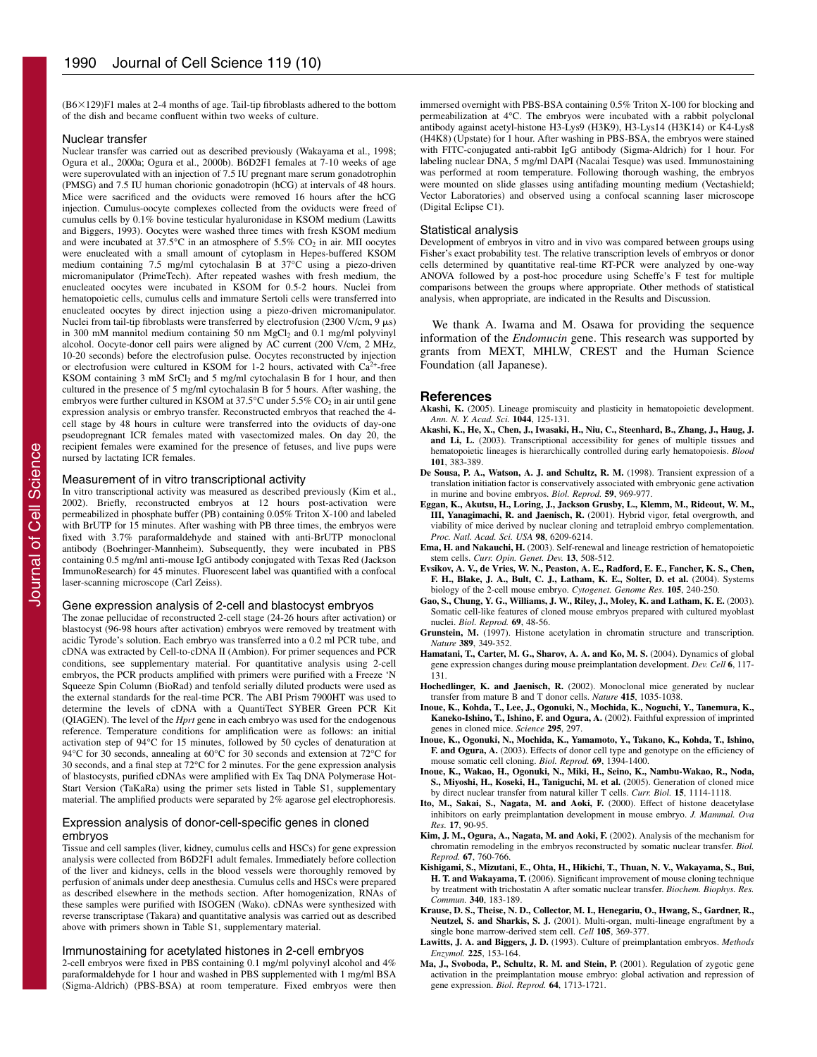(B6×129)F1 males at 2-4 months of age. Tail-tip fibroblasts adhered to the bottom of the dish and became confluent within two weeks of culture.

### Nuclear transfer

Nuclear transfer was carried out as described previously (Wakayama et al., 1998; Ogura et al., 2000a; Ogura et al., 2000b). B6D2F1 females at 7-10 weeks of age were superovulated with an injection of 7.5 IU pregnant mare serum gonadotrophin (PMSG) and 7.5 IU human chorionic gonadotropin (hCG) at intervals of 48 hours. Mice were sacrificed and the oviducts were removed 16 hours after the hCG injection. Cumulus-oocyte complexes collected from the oviducts were freed of cumulus cells by 0.1% bovine testicular hyaluronidase in KSOM medium (Lawitts and Biggers, 1993). Oocytes were washed three times with fresh KSOM medium and were incubated at 37.5°C in an atmosphere of 5.5% $CO_2$ in air. MII oocytes were enucleated with a small amount of cytoplasm in Hepes-buffered KSOM medium containing 7.5 mg/ml cytochalasin B at 37°C using a piezo-driven micromanipulator (PrimeTech). After repeated washes with fresh medium, the enucleated oocytes were incubated in KSOM for 0.5-2 hours. Nuclei from hematopoietic cells, cumulus cells and immature Sertoli cells were transferred into enucleated oocytes by direct injection using a piezo-driven micromanipulator. Nuclei from tail-tip fibroblasts were transferred by electrofusion (2300 V/cm, 9 μs) in 300 mM mannitol medium containing 50 nm $MgCl_2$ and 0.1 mg/ml polyvinyl alcohol. Oocyte-donor cell pairs were aligned by AC current (200 V/cm, 2 MHz, 10-20 seconds) before the electrofusion pulse. Oocytes reconstructed by injection or electrofusion were cultured in KSOM for 1-2 hours, activated with $Ca^{2+}$-free KSOM containing 3 mM $SrCl_2$ and 5 mg/ml cytochalasin B for 1 hour, and then cultured in the presence of 5 mg/ml cytochalasin B for 5 hours. After washing, the embryos were further cultured in KSOM at 37.5°C under 5.5% $CO_2$ in air until gene expression analysis or embryo transfer. Reconstructed embryos that reached the 4-cell stage by 48 hours in culture were transferred into the oviducts of day-one pseudopregnant ICR females mated with vasectomized males. On day 20, the recipient females were examined for the presence of fetuses, and live pups were nursed by lactating ICR females.

### Measurement of in vitro transcriptional activity

In vitro transcriptional activity was measured as described previously (Kim et al., 2002). Briefly, reconstructed embryos at 12 hours post-activation were permeabilized in phosphate buffer (PB) containing 0.05% Triton X-100 and labeled with BrUTP for 15 minutes. After washing with PB three times, the embryos were fixed with 3.7% paraformaldehyde and stained with anti-BrUTP monoclonal antibody (Boehringer-Mannheim). Subsequently, they were incubated in PBS containing 0.5 mg/ml anti-mouse IgG antibody conjugated with Texas Red (Jackson ImmunoResearch) for 45 minutes. Fluorescent label was quantified with a confocal laser-scanning microscope (Carl Zeiss).

### Gene expression analysis of 2-cell and blastocyst embryos

The zonae pellucidae of reconstructed 2-cell stage (24-26 hours after activation) or blastocyst (96-98 hours after activation) embryos were removed by treatment with acidic Tyrode's solution. Each embryo was transferred into a 0.2 ml PCR tube, and cDNA was extracted by Cell-to-cDNA II (Ambion). For primer sequences and PCR conditions, see supplementary material. For quantitative analysis using 2-cell embryos, the PCR products amplified with primers were purified with a Freeze 'N Squeeze Spin Column (BioRad) and tenfold serially diluted products were used as the external standards for the real-time PCR. The ABI Prism 7900HT was used to determine the levels of cDNA with a QuantiTect SYBER Green PCR Kit (QIAGEN). The level of the *Hprt* gene in each embryo was used for the endogenous reference. Temperature conditions for amplification were as follows: an initial activation step of 94°C for 15 minutes, followed by 50 cycles of denaturation at 94°C for 30 seconds, annealing at 60°C for 30 seconds and extension at 72°C for 30 seconds, and a final step at 72°C for 2 minutes. For the gene expression analysis of blastocysts, purified cDNAs were amplified with Ex Taq DNA Polymerase Hot-Start Version (TaKaRa) using the primer sets listed in Table S1, supplementary material. The amplified products were separated by 2% agarose gel electrophoresis.

### Expression analysis of donor-cell-specific genes in cloned embryos

Tissue and cell samples (liver, kidney, cumulus cells and HSCs) for gene expression analysis were collected from B6D2F1 adult females. Immediately before collection of the liver and kidneys, cells in the blood vessels were thoroughly removed by perfusion of animals under deep anesthesia. Cumulus cells and HSCs were prepared as described elsewhere in the methods section. After homogenization, RNAs of these samples were purified with ISOGEN (Wako). cDNAs were synthesized with reverse transcriptase (Takara) and quantitative analysis was carried out as described above with primers shown in Table S1, supplementary material.

### Immunostaining for acetylated histones in 2-cell embryos

2-cell embryos were fixed in PBS containing 0.1 mg/ml polyvinyl alcohol and 4% paraformaldehyde for 1 hour and washed in PBS supplemented with 1 mg/ml BSA (Sigma-Aldrich) (PBS-BSA) at room temperature. Fixed embryos were then immersed overnight with PBS-BSA containing 0.5% Triton X-100 for blocking and permeabilization at 4°C. The embryos were incubated with a rabbit polyclonal antibody against acetyl-histone H3-Lys9 (H3K9), H3-Lys14 (H3K14) or K4-Lys8 (H4K8) (Upstate) for 1 hour. After washing in PBS-BSA, the embryos were stained with FITC-conjugated anti-rabbit IgG antibody (Sigma-Aldrich) for 1 hour. For labeling nuclear DNA, 5 mg/ml DAPI (Nacalai Tesque) was used. Immunostaining was performed at room temperature. Following thorough washing, the embryos were mounted on slide glasses using antifading mounting medium (Vectashield; Vector Laboratories) and observed using a confocal scanning laser microscope (Digital Eclipse C1).

### Statistical analysis

Development of embryos in vitro and in vivo was compared between groups using Fisher's exact probability test. The relative transcription levels of embryos or donor cells determined by quantitative real-time RT-PCR were analyzed by one-way ANOVA followed by a post-hoc procedure using Scheffe's F test for multiple comparisons between the groups where appropriate. Other methods of statistical analysis, when appropriate, are indicated in the Results and Discussion.

We thank A. Iwama and M. Osawa for providing the sequence information of the *Endomucin* gene. This research was supported by grants from MEXT, MHLW, CREST and the Human Science Foundation (all Japanese).

## References

**Akashi, K.** (2005). Lineage promiscuity and plasticity in hematopoietic development. *Ann. N. Y. Acad. Sci.* **1044**, 125-131.

**Akashi, K., He, X., Chen, J., Iwasaki, H., Niu, C., Steenhard, B., Zhang, J., Haug, J. and Li, L.** (2003). Transcriptional accessibility for genes of multiple tissues and hematopoietic lineages is hierarchically controlled during early hematopoiesis. *Blood* **101**, 383-389.

**De Sousa, P. A., Watson, A. J. and Schultz, R. M.** (1998). Transient expression of a translation initiation factor is conservatively associated with embryonic gene activation in murine and bovine embryos. *Biol. Reprod.* **59**, 969-977.

**Eggan, K., Akutsu, H., Loring, J., Jackson Grusby, L., Klemm, M., Rideout, W. M., III, Yanagimachi, R. and Jaenisch, R.** (2001). Hybrid vigor, fetal overgrowth, and viability of mice derived by nuclear cloning and tetraploid embryo complementation. *Proc. Natl. Acad. Sci. USA* **98**, 6209-6214.

**Ema, H. and Nakauchi, H.** (2003). Self-renewal and lineage restriction of hematopoietic stem cells. *Curr. Opin. Genet. Dev.* **13**, 508-512.

**Evsikov, A. V., de Vries, W. N., Peaston, A. E., Radford, E. E., Fancher, K. S., Chen, F. H., Blake, J. A., Bult, C. J., Latham, K. E., Solter, D. et al.** (2004). Systems biology of the 2-cell mouse embryo. *Cytogenet. Genome Res.* **105**, 240-250.

**Gao, S., Chung, Y. G., Williams, J. W., Riley, J., Moley, K. and Latham, K. E.** (2003). Somatic cell-like features of cloned mouse embryos prepared with cultured myoblast nuclei. *Biol. Reprod.* **69**, 48-56.

**Grunstein, M.** (1997). Histone acetylation in chromatin structure and transcription. *Nature* **389**, 349-352.

**Hamatani, T., Carter, M. G., Sharov, A. A. and Ko, M. S.** (2004). Dynamics of global gene expression changes during mouse preimplantation development. *Dev. Cell* **6**, 117-131.

**Hochedlinger, K. and Jaenisch, R.** (2002). Monoclonal mice generated by nuclear transfer from mature B and T donor cells. *Nature* **415**, 1035-1038.

**Inoue, K., Kohda, T., Lee, J., Ogonuki, N., Mochida, K., Noguchi, Y., Tanemura, K., Kaneko-Ishino, T., Ishino, F. and Ogura, A.** (2002). Faithful expression of imprinted genes in cloned mice. *Science* **295**, 297.

**Inoue, K., Ogonuki, N., Mochida, K., Yamamoto, Y., Takano, K., Kohda, T., Ishino, F. and Ogura, A.** (2003). Effects of donor cell type and genotype on the efficiency of mouse somatic cell cloning. *Biol. Reprod.* **69**, 1394-1400.

**Inoue, K., Wakao, H., Ogonuki, N., Miki, H., Seino, K., Nambu-Wakao, R., Noda, S., Miyoshi, H., Koseki, H., Taniguchi, M. et al.** (2005). Generation of cloned mice by direct nuclear transfer from natural killer T cells. *Curr. Biol.* **15**, 1114-1118.

**Ito, M., Sakai, S., Nagata, M. and Aoki, F.** (2000). Effect of histone deacetylase inhibitors on early preimplantation development in mouse embryo. *J. Mammal. Ova Res.* **17**, 90-95.

**Kim, J. M., Ogura, A., Nagata, M. and Aoki, F.** (2002). Analysis of the mechanism for chromatin remodeling in the embryos reconstructed by somatic nuclear transfer. *Biol. Reprod.* **67**, 760-766.

**Kishigami, S., Mizutani, E., Ohta, H., Hikichi, T., Thuan, N. V., Wakayama, S., Bui, H. T. and Wakayama, T.** (2006). Significant improvement of mouse cloning technique by treatment with trichostatin A after somatic nuclear transfer. *Biochem. Biophys. Res. Commun.* **340**, 183-189.

**Krause, D. S., Theise, N. D., Collector, M. I., Henegariu, O., Hwang, S., Gardner, R., Neutzel, S. and Sharkis, S. J.** (2001). Multi-organ, multi-lineage engraftment by a single bone marrow-derived stem cell. *Cell* **105**, 369-377.

**Lawitts, J. A. and Biggers, J. D.** (1993). Culture of preimplantation embryos. *Methods Enzymol.* **225**, 153-164.

**Ma, J., Svoboda, P., Schultz, R. M. and Stein, P.** (2001). Regulation of zygotic gene activation in the preimplantation mouse embryo: global activation and repression of gene expression. *Biol. Reprod.* **64**, 1713-1721.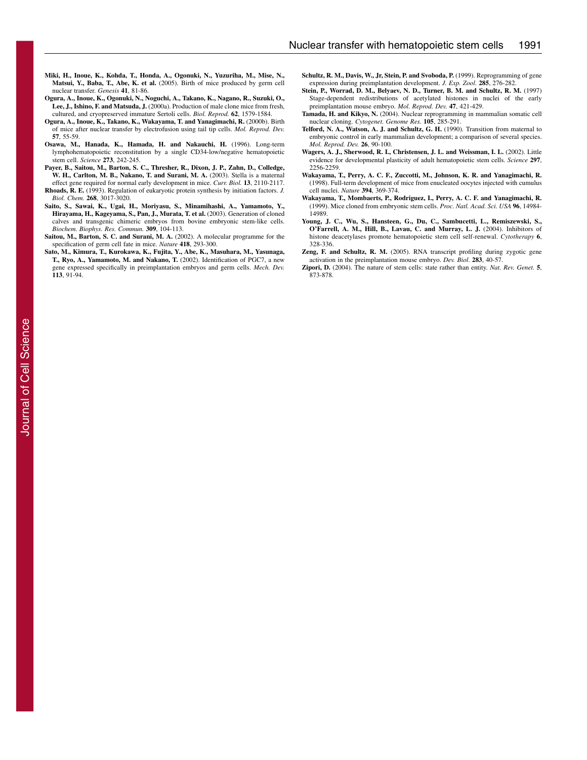**Miki, H., Inoue, K., Kohda, T., Honda, A., Ogonuki, N., Yuzuriha, M., Mise, N., Matsui, Y., Baba, T., Abe, K. et al.** (2005). Birth of mice produced by germ cell nuclear transfer. *Genesis* **41**, 81-86.

**Ogura, A., Inoue, K., Ogonuki, N., Noguchi, A., Takano, K., Nagano, R., Suzuki, O., Lee, J., Ishino, F. and Matsuda, J.** (2000a). Production of male clone mice from fresh, cultured, and cryopreserved immature Sertoli cells. *Biol. Reprod.* **62**, 1579-1584.

**Ogura, A., Inoue, K., Takano, K., Wakayama, T. and Yanagimachi, R.** (2000b). Birth of mice after nuclear transfer by electrofusion using tail tip cells. *Mol. Reprod. Dev.* **57**, 55-59.

**Osawa, M., Hanada, K., Hamada, H. and Nakauchi, H.** (1996). Long-term lymphohematopoietic reconstitution by a single CD34-low/negative hematopoietic stem cell. *Science* **273**, 242-245.

**Payer, B., Saitou, M., Barton, S. C., Thresher, R., Dixon, J. P., Zahn, D., Colledge, W. H., Carlton, M. B., Nakano, T. and Surani, M. A.** (2003). Stella is a maternal effect gene required for normal early development in mice. *Curr. Biol.* **13**, 2110-2117.

**Rhoads, R. E.** (1993). Regulation of eukaryotic protein synthesis by initiation factors. *J. Biol. Chem.* **268**, 3017-3020.

**Saito, S., Sawai, K., Ugai, H., Moriyasu, S., Minamihashi, A., Yamamoto, Y., Hirayama, H., Kageyama, S., Pan, J., Murata, T. et al.** (2003). Generation of cloned calves and transgenic chimeric embryos from bovine embryonic stem-like cells. *Biochem. Biophys. Res. Commun.* **309**, 104-113.

**Saitou, M., Barton, S. C. and Surani, M. A.** (2002). A molecular programme for the specification of germ cell fate in mice. *Nature* **418**, 293-300.

**Sato, M., Kimura, T., Kurokawa, K., Fujita, Y., Abe, K., Masuhara, M., Yasunaga, T., Ryo, A., Yamamoto, M. and Nakano, T.** (2002). Identification of PGC7, a new gene expressed specifically in preimplantation embryos and germ cells. *Mech. Dev.* **113**, 91-94.

**Schultz, R. M., Davis, W., Jr, Stein, P. and Svoboda, P.** (1999). Reprogramming of gene expression during preimplantation development. *J. Exp. Zool.* **285**, 276-282.

**Stein, P., Worrad, D. M., Belyaev, N. D., Turner, B. M. and Schultz, R. M.** (1997) Stage-dependent redistributions of acetylated histones in nuclei of the early preimplantation mouse embryo. *Mol. Reprod. Dev.* **47**, 421-429.

**Tamada, H. and Kikyo, N.** (2004). Nuclear reprogramming in mammalian somatic cell nuclear cloning. *Cytogenet. Genome Res.* **105**, 285-291.

**Telford, N. A., Watson, A. J. and Schultz, G. H.** (1990). Transition from maternal to embryonic control in early mammalian development; a comparison of several species. *Mol. Reprod. Dev.* **26**, 90-100.

**Wagers, A. J., Sherwood, R. I., Christensen, J. L. and Weissman, I. L.** (2002). Little evidence for developmental plasticity of adult hematopoietic stem cells. *Science* **297**, 2256-2259.

**Wakayama, T., Perry, A. C. F., Zuccotti, M., Johnson, K. R. and Yanagimachi, R.** (1998). Full-term development of mice from enucleated oocytes injected with cumulus cell nuclei. *Nature* **394**, 369-374.

**Wakayama, T., Mombaerts, P., Rodriguez, I., Perry, A. C. F. and Yanagimachi, R.** (1999). Mice cloned from embryonic stem cells. *Proc. Natl. Acad. Sci. USA* **96**, 14984-14989.

**Young, J. C., Wu, S., Hansteen, G., Du, C., Sambucetti, L., Remiszewski, S., O'Farrell, A. M., Hill, B., Lavau, C. and Murray, L. J.** (2004). Inhibitors of histone deacetylases promote hematopoietic stem cell self-renewal. *Cytotherapy* **6**, 328-336.

**Zeng, F. and Schultz, R. M.** (2005). RNA transcript profiling during zygotic gene activation in the preimplantation mouse embryo. *Dev. Biol.* **283**, 40-57.

**Zipori, D.** (2004). The nature of stem cells: state rather than entity. *Nat. Rev. Genet.* **5**, 873-878.